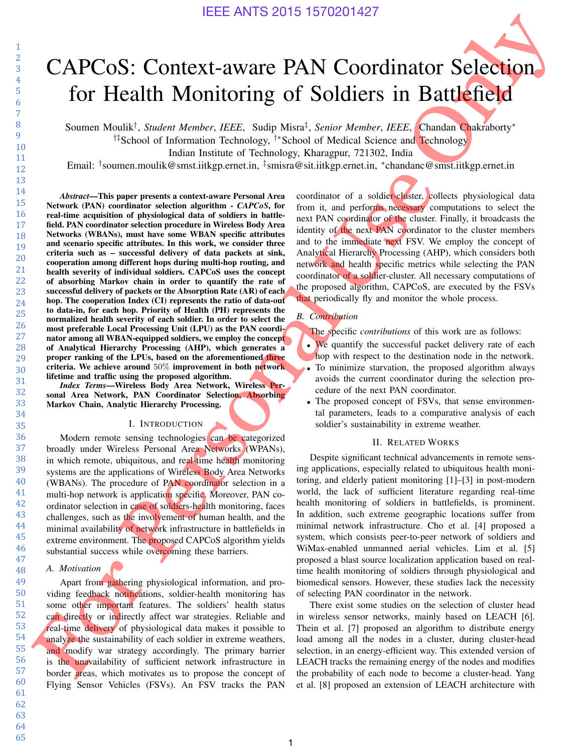# CAPCoS: Context-aware PAN Coordinator Selection for Health Monitoring of Soldiers in Battlefield

Soumen Moulik[†], *Student Member, IEEE*, Sudip Misra[‡], *Senior Member, IEEE*, Chandan Chakraborty[*]

[†‡]School of Information Technology, [†*]School of Medical Science and Technology

Indian Institute of Technology, Kharagpur, 721302, India

Email: [†]soumen.moulik@smst.iitkgp.ernet.in, [‡]smisra@sit.iitkgp.ernet.in, [*]chandanc@smst.iitkgp.ernet.in

***Abstract*—This paper presents a context-aware Personal Area Network (PAN) coordinator selection algorithm - *CAPCoS*, for real-time acquisition of physiological data of soldiers in battlefield. PAN coordinator selection procedure in Wireless Body Area Networks (WBANs), must have some WBAN specific attributes and scenario specific attributes. In this work, we consider three criteria such as – successful delivery of data packets at sink, cooperation among different hops during multi-hop routing, and health severity of individual soldiers. CAPCoS uses the concept of absorbing Markov chain in order to quantify the rate of successful delivery of packets or the Absorption Rate (AR) of each hop. The cooperation Index (CI) represents the ratio of data-out to data-in, for each hop. Priority of Health (PH) represents the normalized health severity of each soldier. In order to select the most preferable Local Processing Unit (LPU) as the PAN coordinator among all WBAN-equipped soldiers, we employ the concept of Analytical Hierarchy Processing (AHP), which generates a proper ranking of the LPUs, based on the aforementioned three criteria. We achieve around $50\%$ improvement in both network lifetime and traffic using the proposed algorithm.**

***Index Terms*—Wireless Body Area Network, Wireless Personal Area Network, PAN Coordinator Selection, Absorbing Markov Chain, Analytic Hierarchy Processing.**

## I. Introduction

Modern remote sensing technologies can be categorized broadly under Wireless Personal Area Networks (WPANs), in which remote, ubiquitous, and real-time health monitoring systems are the applications of Wireless Body Area Networks (WBANs). The procedure of PAN coordinator selection in a multi-hop network is application specific. Moreover, PAN coordinator selection in case of soldiers-health monitoring, faces challenges, such as the involvement of human health, and the minimal availability of network infrastructure in battlefields in extreme environment. The proposed CAPCoS algorithm yields substantial success while overcoming these barriers.

### A. Motivation

Apart from gathering physiological information, and providing feedback notifications, soldier-health monitoring has some other important features. The soldiers' health status can directly or indirectly affect war strategies. Reliable and real-time delivery of physiological data makes it possible to analyze the sustainability of each soldier in extreme weathers, and modify war strategy accordingly. The primary barrier is the unavailability of sufficient network infrastructure in border areas, which motivates us to propose the concept of Flying Sensor Vehicles (FSVs). An FSV tracks the PAN coordinator of a soldier-cluster, collects physiological data from it, and performs necessary computations to select the next PAN coordinator of the cluster. Finally, it broadcasts the identity of the next PAN coordinator to the cluster members and to the immediate next FSV. We employ the concept of Analytical Hierarchy Processing (AHP), which considers both network and health specific metrics while selecting the PAN coordinator of a soldier-cluster. All necessary computations of the proposed algorithm, CAPCoS, are executed by the FSVs that periodically fly and monitor the whole process.

### B. Contribution

The specific *contributions* of this work are as follows:

- We quantify the successful packet delivery rate of each hop with respect to the destination node in the network.
- To minimize starvation, the proposed algorithm always avoids the current coordinator during the selection procedure of the next PAN coordinator.
- The proposed concept of FSVs, that sense environmental parameters, leads to a comparative analysis of each soldier's sustainability in extreme weather.

## II. Related Works

Despite significant technical advancements in remote sensing applications, especially related to ubiquitous health monitoring, and elderly patient monitoring [1]–[3] in post-modern world, the lack of sufficient literature regarding real-time health monitoring of soldiers in battlefields, is prominent. In addition, such extreme geographic locations suffer from minimal network infrastructure. Cho et al. [4] proposed a system, which consists peer-to-peer network of soldiers and WiMax-enabled unmanned aerial vehicles. Lim et al. [5] proposed a blast source localization application based on real-time health monitoring of soldiers through physiological and biomedical sensors. However, these studies lack the necessity of selecting PAN coordinator in the network.

There exist some studies on the selection of cluster head in wireless sensor networks, mainly based on LEACH [6]. Thein et al. [7] proposed an algorithm to distribute energy load among all the nodes in a cluster, during cluster-head selection, in an energy-efficient way. This extended version of LEACH tracks the remaining energy of the nodes and modifies the probability of each node to become a cluster-head. Yang et al. [8] proposed an extension of LEACH architecture with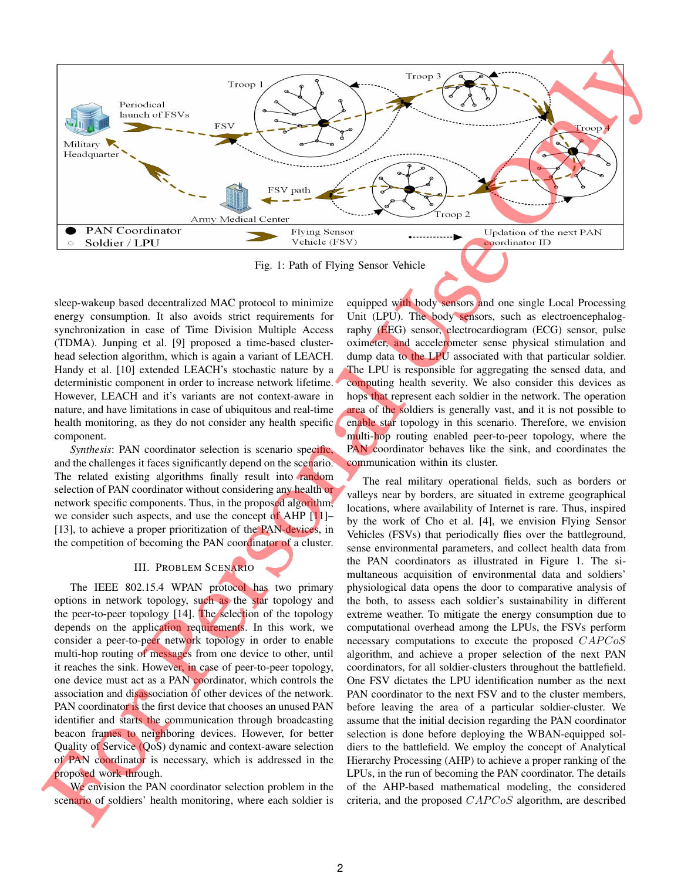Military Headquarter

Periodical launch of FSVs

FSV

Troop 1

Troop 3

Troop 4

Troop 2

FSV path

Army Medical Center

PAN Coordinator

Soldier / LPU

Flying Sensor Vehicle (FSV)

Updation of the next PAN coordinator ID

Fig. 1: Path of Flying Sensor Vehicle

sleep-wakeup based decentralized MAC protocol to minimize energy consumption. It also avoids strict requirements for synchronization in case of Time Division Multiple Access (TDMA). Junping et al. [9] proposed a time-based cluster-head selection algorithm, which is again a variant of LEACH. Handy et al. [10] extended LEACH's stochastic nature by a deterministic component in order to increase network lifetime. However, LEACH and it's variants are not context-aware in nature, and have limitations in case of ubiquitous and real-time health monitoring, as they do not consider any health specific component.

*Synthesis*: PAN coordinator selection is scenario specific, and the challenges it faces significantly depend on the scenario. The related existing algorithms finally result into random selection of PAN coordinator without considering any health or network specific components. Thus, in the proposed algorithm, we consider such aspects, and use the concept of AHP [11]–[13], to achieve a proper prioritization of the PAN-devices, in the competition of becoming the PAN coordinator of a cluster.

## III. Problem Scenario

The IEEE 802.15.4 WPAN protocol has two primary options in network topology, such as the star topology and the peer-to-peer topology [14]. The selection of the topology depends on the application requirements. In this work, we consider a peer-to-peer network topology in order to enable multi-hop routing of messages from one device to other, until it reaches the sink. However, in case of peer-to-peer topology, one device must act as a PAN coordinator, which controls the association and disassociation of other devices of the network. PAN coordinator is the first device that chooses an unused PAN identifier and starts the communication through broadcasting beacon frames to neighboring devices. However, for better Quality of Service (QoS) dynamic and context-aware selection of PAN coordinator is necessary, which is addressed in the proposed work through.

We envision the PAN coordinator selection problem in the scenario of soldiers' health monitoring, where each soldier is equipped with body sensors and one single Local Processing Unit (LPU). The body sensors, such as electroencephalography (EEG) sensor, electrocardiogram (ECG) sensor, pulse oximeter, and accelerometer sense physical stimulation and dump data to the LPU associated with that particular soldier. The LPU is responsible for aggregating the sensed data, and computing health severity. We also consider this devices as hops that represent each soldier in the network. The operation area of the soldiers is generally vast, and it is not possible to enable star topology in this scenario. Therefore, we envision multi-hop routing enabled peer-to-peer topology, where the PAN coordinator behaves like the sink, and coordinates the communication within its cluster.

The real military operational fields, such as borders or valleys near by borders, are situated in extreme geographical locations, where availability of Internet is rare. Thus, inspired by the work of Cho et al. [4], we envision Flying Sensor Vehicles (FSVs) that periodically flies over the battleground, sense environmental parameters, and collect health data from the PAN coordinators as illustrated in Figure 1. The simultaneous acquisition of environmental data and soldiers' physiological data opens the door to comparative analysis of the both, to assess each soldier's sustainability in different extreme weather. To mitigate the energy consumption due to computational overhead among the LPUs, the FSVs perform necessary computations to execute the proposed $CAPCoS$ algorithm, and achieve a proper selection of the next PAN coordinators, for all soldier-clusters throughout the battlefield. One FSV dictates the LPU identification number as the next PAN coordinator to the next FSV and to the cluster members, before leaving the area of a particular soldier-cluster. We assume that the initial decision regarding the PAN coordinator selection is done before deploying the WBAN-equipped soldiers to the battlefield. We employ the concept of Analytical Hierarchy Processing (AHP) to achieve a proper ranking of the LPUs, in the run of becoming the PAN coordinator. The details of the AHP-based mathematical modeling, the considered criteria, and the proposed $CAPCoS$ algorithm, are described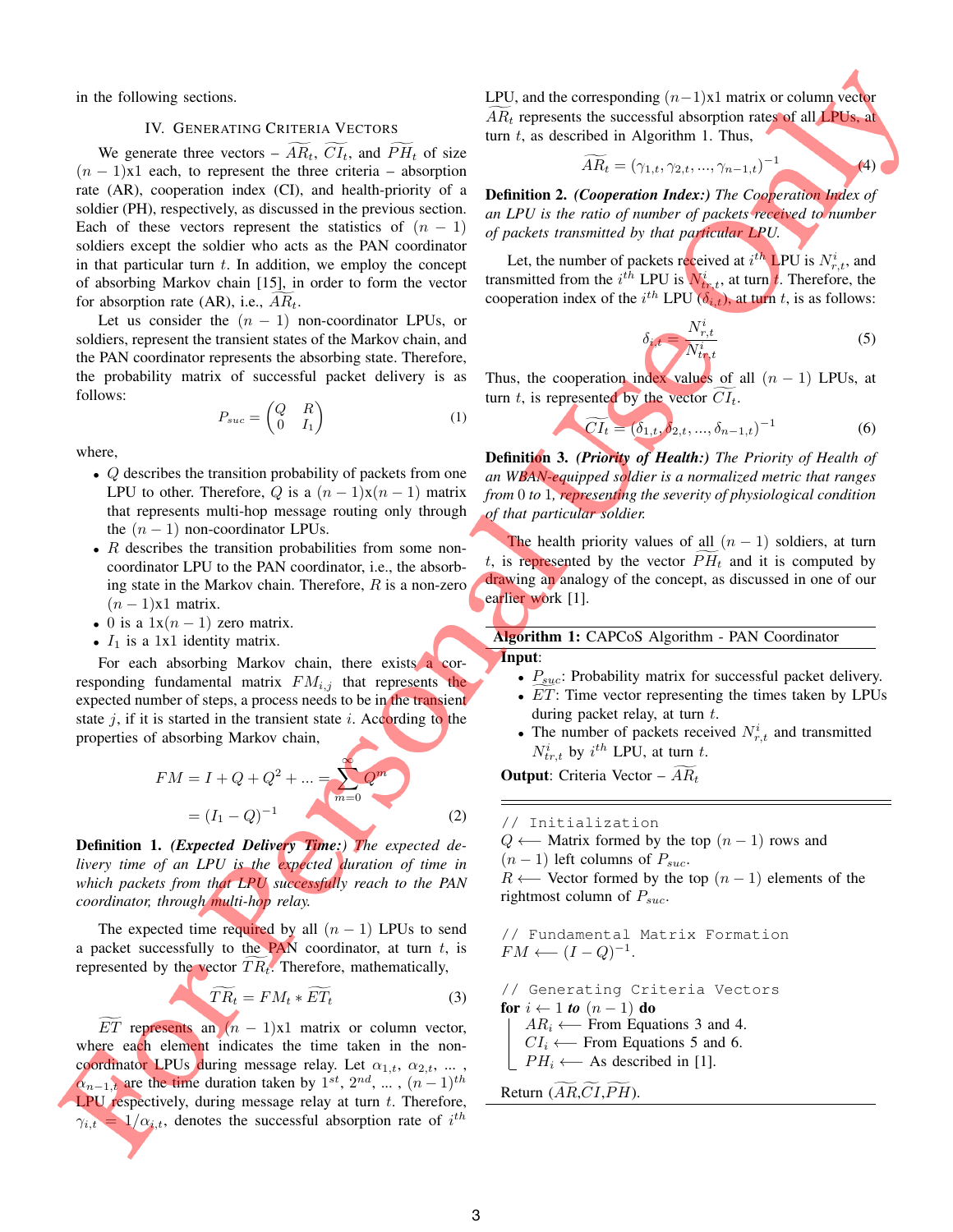in the following sections.

## IV. Generating Criteria Vectors

We generate three vectors – $\widetilde{AR_t}$, $\widetilde{CI_t}$, and $\widetilde{PH_t}$ of size $(n-1)$x1 each, to represent the three criteria – absorption rate (AR), cooperation index (CI), and health-priority of a soldier (PH), respectively, as discussed in the previous section. Each of these vectors represent the statistics of $(n-1)$ soldiers except the soldier who acts as the PAN coordinator in that particular turn $t$. In addition, we employ the concept of absorbing Markov chain [15], in order to form the vector for absorption rate (AR), i.e., $\widetilde{AR_t}$.

Let us consider the $(n-1)$ non-coordinator LPUs, or soldiers, represent the transient states of the Markov chain, and the PAN coordinator represents the absorbing state. Therefore, the probability matrix of successful packet delivery is as follows:

$$P_{suc} = \begin{pmatrix} Q & R \\ 0 & I_1 \end{pmatrix} \tag{1}$$

where,

- $Q$ describes the transition probability of packets from one LPU to other. Therefore, $Q$ is a $(n-1)$x$(n-1)$ matrix that represents multi-hop message routing only through the $(n-1)$ non-coordinator LPUs.
- $R$ describes the transition probabilities from some non-coordinator LPU to the PAN coordinator, i.e., the absorbing state in the Markov chain. Therefore, $R$ is a non-zero $(n-1)$x1 matrix.
- 0 is a 1x$(n-1)$ zero matrix.
- $I_1$ is a 1x1 identity matrix.

For each absorbing Markov chain, there exists a corresponding fundamental matrix $FM_{i,j}$ that represents the expected number of steps, a process needs to be in the transient state $j$, if it is started in the transient state $i$. According to the properties of absorbing Markov chain,

$$\begin{aligned} FM &= I + Q + Q^2 + ... = \sum_{m=0}^{\infty} Q^m \\ &= (I_1 - Q)^{-1} \end{aligned} \tag{2}$$

**Definition 1.** ***(Expected Delivery Time:)*** *The expected delivery time of an LPU is the expected duration of time in which packets from that LPU successfully reach to the PAN coordinator, through multi-hop relay.*

The expected time required by all $(n-1)$ LPUs to send a packet successfully to the PAN coordinator, at turn $t$, is represented by the vector $\widetilde{TR_t}$. Therefore, mathematically,

$$\widetilde{TR_t} = FM_t * \widetilde{ET_t} \tag{3}$$

$\widetilde{ET}$ represents an $(n-1)$x1 matrix or column vector, where each element indicates the time taken in the non-coordinator LPUs during message relay. Let $\alpha_{1,t}$, $\alpha_{2,t}$, ... , $\alpha_{n-1,t}$ are the time duration taken by $1^{st}$, $2^{nd}$, ... , $(n-1)^{th}$ LPU respectively, during message relay at turn $t$. Therefore, $\gamma_{i,t} = 1/\alpha_{i,t}$, denotes the successful absorption rate of $i^{th}$ LPU, and the corresponding $(n-1)$x1 matrix or column vector $\widetilde{AR_t}$ represents the successful absorption rates of all LPUs, at turn $t$, as described in Algorithm 1. Thus,

$$\widetilde{AR_t} = (\gamma_{1,t}, \gamma_{2,t}, ..., \gamma_{n-1,t})^{-1} \tag{4}$$

**Definition 2.** ***(Cooperation Index:)*** *The Cooperation Index of an LPU is the ratio of number of packets received to number of packets transmitted by that particular LPU.*

Let, the number of packets received at $i^{th}$ LPU is $N^i_{r,t}$, and transmitted from the $i^{th}$ LPU is $N^i_{tr,t}$, at turn $t$. Therefore, the cooperation index of the $i^{th}$ LPU $(\delta_{i,t})$, at turn $t$, is as follows:

$$\delta_{i,t} = \frac{N^i_{r,t}}{N^i_{tr,t}} \tag{5}$$

Thus, the cooperation index values of all $(n-1)$ LPUs, at turn $t$, is represented by the vector $\widetilde{CI_t}$.

$$\widetilde{CI_t} = (\delta_{1,t}, \delta_{2,t}, ..., \delta_{n-1,t})^{-1} \tag{6}$$

**Definition 3.** ***(Priority of Health:)*** *The Priority of Health of an WBAN-equipped soldier is a normalized metric that ranges from 0 to 1, representing the severity of physiological condition of that particular soldier.*

The health priority values of all $(n-1)$ soldiers, at turn $t$, is represented by the vector $\widetilde{PH_t}$ and it is computed by drawing an analogy of the concept, as discussed in one of our earlier work [1].

---

**Algorithm 1:** CAPCoS Algorithm - PAN Coordinator

**Input**:
- $P_{suc}$: Probability matrix for successful packet delivery.
- $\widetilde{ET}$: Time vector representing the times taken by LPUs during packet relay, at turn $t$.
- The number of packets received $N^i_{r,t}$ and transmitted $N^i_{tr,t}$ by $i^{th}$ LPU, at turn $t$.

**Output**: Criteria Vector – $\widetilde{AR_t}$

```
// Initialization
Q ⟵ Matrix formed by the top (n−1) rows and
(n−1) left columns of P_suc.
R ⟵ Vector formed by the top (n−1) elements of the
rightmost column of P_suc.

// Fundamental Matrix Formation
FM ⟵ (I − Q)^−1.

// Generating Criteria Vectors
for i ← 1 to (n−1) do
    AR_i ⟵ From Equations 3 and 4.
    CI_i ⟵ From Equations 5 and 6.
    PH_i ⟵ As described in [1].
Return (AR~, CI~, PH~).
```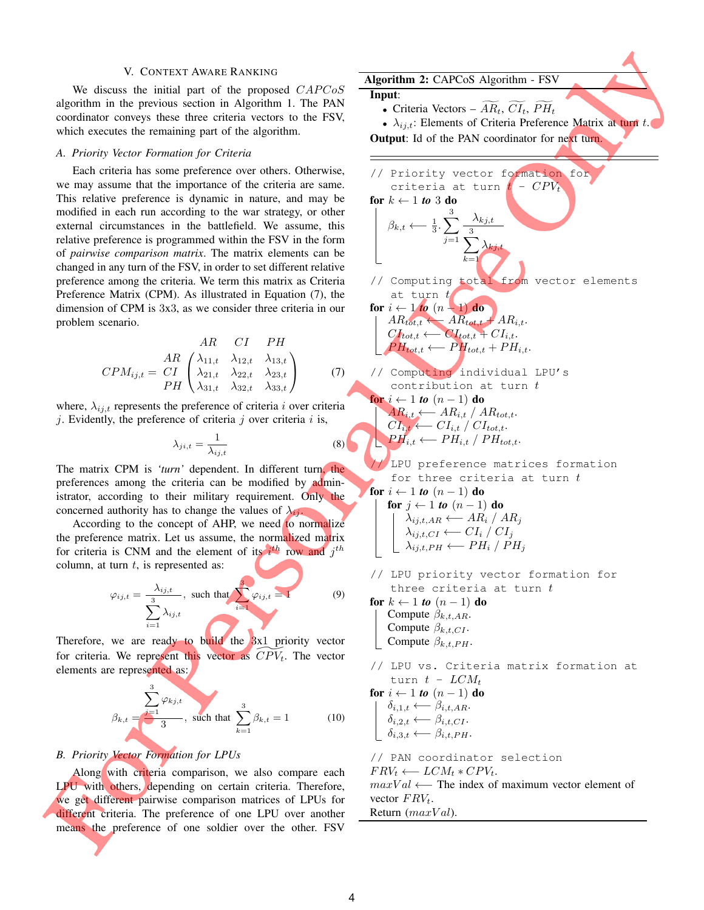## V. Context Aware Ranking

We discuss the initial part of the proposed $CAPCoS$ algorithm in the previous section in Algorithm 1. The PAN coordinator conveys these three criteria vectors to the FSV, which executes the remaining part of the algorithm.

### A. Priority Vector Formation for Criteria

Each criteria has some preference over others. Otherwise, we may assume that the importance of the criteria are same. This relative preference is dynamic in nature, and may be modified in each run according to the war strategy, or other external circumstances in the battlefield. We assume, this relative preference is programmed within the FSV in the form of *pairwise comparison matrix*. The matrix elements can be changed in any turn of the FSV, in order to set different relative preference among the criteria. We term this matrix as Criteria Preference Matrix (CPM). As illustrated in Equation (7), the dimension of CPM is 3x3, as we consider three criteria in our problem scenario.

$$CPM_{ij,t} = \begin{array}{c} \\ AR \\ CI \\ PH \end{array} \begin{array}{c} \begin{array}{ccc} AR & CI & PH \end{array} \\ \begin{pmatrix} \lambda_{11,t} & \lambda_{12,t} & \lambda_{13,t} \\ \lambda_{21,t} & \lambda_{22,t} & \lambda_{23,t} \\ \lambda_{31,t} & \lambda_{32,t} & \lambda_{33,t} \end{pmatrix} \end{array} \tag{7}$$

where, $\lambda_{ij,t}$ represents the preference of criteria $i$ over criteria $j$. Evidently, the preference of criteria $j$ over criteria $i$ is,

$$\lambda_{ji,t} = \frac{1}{\lambda_{ij,t}} \tag{8}$$

The matrix CPM is *'turn'* dependent. In different turn, the preferences among the criteria can be modified by administrator, according to their military requirement. Only the concerned authority has to change the values of $\lambda_{ij}$.

According to the concept of AHP, we need to normalize the preference matrix. Let us assume, the normalized matrix for criteria is CNM and the element of its $i^{th}$ row and $j^{th}$ column, at turn $t$, is represented as:

$$\varphi_{ij,t} = \frac{\lambda_{ij,t}}{\sum_{i=1}^{3} \lambda_{ij,t}}, \text{ such that } \sum_{i=1}^{3} \varphi_{ij,t} = 1 \tag{9}$$

Therefore, we are ready to build the 3x1 priority vector for criteria. We represent this vector as $\widetilde{CPV_t}$. The vector elements are represented as:

$$\beta_{k,t} = \frac{\sum_{j=1}^{3} \varphi_{kj,t}}{3}, \text{ such that } \sum_{k=1}^{3} \beta_{k,t} = 1 \tag{10}$$

### B. Priority Vector Formation for LPUs

Along with criteria comparison, we also compare each LPU with others, depending on certain criteria. Therefore, we get different pairwise comparison matrices of LPUs for different criteria. The preference of one LPU over another means the preference of one soldier over the other. FSV

---

**Algorithm 2:** CAPCoS Algorithm - FSV

**Input**:
- Criteria Vectors – $\widetilde{AR_t}$, $\widetilde{CI_t}$, $\widetilde{PH_t}$
- $\lambda_{ij,t}$: Elements of Criteria Preference Matrix at turn $t$.

**Output**: Id of the PAN coordinator for next turn.

```
// Priority vector formation for
   criteria at turn t - CPV_t
for k ← 1 to 3 do
    β_{k,t} ⟵ (1/3) · Σ_{j=1}^{3} ( λ_{kj,t} / Σ_{k=1}^{3} λ_{kj,t} )

// Computing total from vector elements
   at turn t
for i ← 1 to (n − 1) do
    AR_{tot,t} ⟵ AR_{tot,t} + AR_{i,t}.
    CI_{tot,t} ⟵ CI_{tot,t} + CI_{i,t}.
    PH_{tot,t} ⟵ PH_{tot,t} + PH_{i,t}.

// Computing individual LPU's
   contribution at turn t
for i ← 1 to (n − 1) do
    AR_{i,t} ⟵ AR_{i,t} / AR_{tot,t}.
    CI_{i,t} ⟵ CI_{i,t} / CI_{tot,t}.
    PH_{i,t} ⟵ PH_{i,t} / PH_{tot,t}.

// LPU preference matrices formation
   for three criteria at turn t
for i ← 1 to (n − 1) do
    for j ← 1 to (n − 1) do
        λ_{ij,t,AR} ⟵ AR_i / AR_j
        λ_{ij,t,CI} ⟵ CI_i / CI_j
        λ_{ij,t,PH} ⟵ PH_i / PH_j

// LPU priority vector formation for
   three criteria at turn t
for k ← 1 to (n − 1) do
    Compute β_{k,t,AR}.
    Compute β_{k,t,CI}.
    Compute β_{k,t,PH}.

// LPU vs. Criteria matrix formation at
   turn t - LCM_t
for i ← 1 to (n − 1) do
    δ_{i,1,t} ⟵ β_{i,t,AR}.
    δ_{i,2,t} ⟵ β_{i,t,CI}.
    δ_{i,3,t} ⟵ β_{i,t,PH}.

// PAN coordinator selection
FRV_t ⟵ LCM_t * CPV_t.
maxVal ⟵ The index of maximum vector element of
vector FRV_t.
Return (maxVal).
```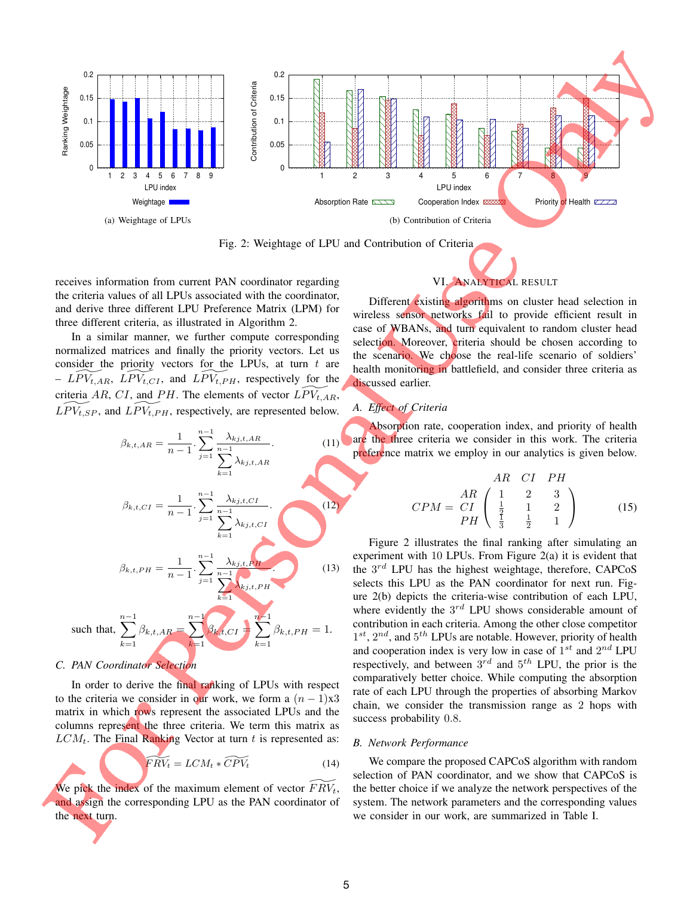Fig. 2: Weightage of LPU and Contribution of Criteria

(a) Weightage of LPUs

(b) Contribution of Criteria

receives information from current PAN coordinator regarding the criteria values of all LPUs associated with the coordinator, and derive three different LPU Preference Matrix (LPM) for three different criteria, as illustrated in Algorithm 2.

In a similar manner, we further compute corresponding normalized matrices and finally the priority vectors. Let us consider the priority vectors for the LPUs, at turn $t$ are – $\widetilde{LPV_{t,AR}}$, $\widetilde{LPV_{t,CI}}$, and $\widetilde{LPV_{t,PH}}$, respectively for the criteria $AR$, $CI$, and $PH$. The elements of vector $\widetilde{LPV_{t,AR}}$, $\widetilde{LPV_{t,SP}}$, and $\widetilde{LPV_{t,PH}}$, respectively, are represented below.

$$\beta_{k,t,AR} = \frac{1}{n-1} \cdot \sum_{j=1}^{n-1} \frac{\lambda_{kj,t,AR}}{\sum_{k=1}^{n-1} \lambda_{kj,t,AR}}. \tag{11}$$

$$\beta_{k,t,CI} = \frac{1}{n-1} \cdot \sum_{j=1}^{n-1} \frac{\lambda_{kj,t,CI}}{\sum_{k=1}^{n-1} \lambda_{kj,t,CI}}. \tag{12}$$

$$\beta_{k,t,PH} = \frac{1}{n-1} \cdot \sum_{j=1}^{n-1} \frac{\lambda_{kj,t,PH}}{\sum_{k=1}^{n-1} \lambda_{kj,t,PH}}. \tag{13}$$

such that, $\sum_{k=1}^{n-1} \beta_{k,t,AR} = \sum_{k=1}^{n-1} \beta_{k,t,CI} = \sum_{k=1}^{n-1} \beta_{k,t,PH} = 1.$

### C. PAN Coordinator Selection

In order to derive the final ranking of LPUs with respect to the criteria we consider in our work, we form a $(n-1)$x3 matrix in which rows represent the associated LPUs and the columns represent the three criteria. We term this matrix as $LCM_t$. The Final Ranking Vector at turn $t$ is represented as:

$$\widetilde{FRV_t} = LCM_t * \widetilde{CPV_t} \tag{14}$$

We pick the index of the maximum element of vector $\widetilde{FRV_t}$, and assign the corresponding LPU as the PAN coordinator of the next turn.

## VI. Analytical Result

Different existing algorithms on cluster head selection in wireless sensor networks fail to provide efficient result in case of WBANs, and turn equivalent to random cluster head selection. Moreover, criteria should be chosen according to the scenario. We choose the real-life scenario of soldiers' health monitoring in battlefield, and consider three criteria as discussed earlier.

### A. Effect of Criteria

Absorption rate, cooperation index, and priority of health are the three criteria we consider in this work. The criteria preference matrix we employ in our analytics is given below.

$$CPM = \begin{array}{c} \\ AR \\ CI \\ PH \end{array} \begin{array}{c} \begin{array}{ccc} AR & CI & PH \end{array} \\ \begin{pmatrix} 1 & 2 & 3 \\ \frac{1}{2} & 1 & 2 \\ \frac{1}{3} & \frac{1}{2} & 1 \end{pmatrix} \end{array} \tag{15}$$

Figure 2 illustrates the final ranking after simulating an experiment with 10 LPUs. From Figure 2(a) it is evident that the $3^{rd}$ LPU has the highest weightage, therefore, CAPCoS selects this LPU as the PAN coordinator for next run. Figure 2(b) depicts the criteria-wise contribution of each LPU, where evidently the $3^{rd}$ LPU shows considerable amount of contribution in each criteria. Among the other close competitor $1^{st}$, $2^{nd}$, and $5^{th}$ LPUs are notable. However, priority of health and cooperation index is very low in case of $1^{st}$ and $2^{nd}$ LPU respectively, and between $3^{rd}$ and $5^{th}$ LPU, the prior is the comparatively better choice. While computing the absorption rate of each LPU through the properties of absorbing Markov chain, we consider the transmission range as 2 hops with success probability 0.8.

### B. Network Performance

We compare the proposed CAPCoS algorithm with random selection of PAN coordinator, and we show that CAPCoS is the better choice if we analyze the network perspectives of the system. The network parameters and the corresponding values we consider in our work, are summarized in Table I.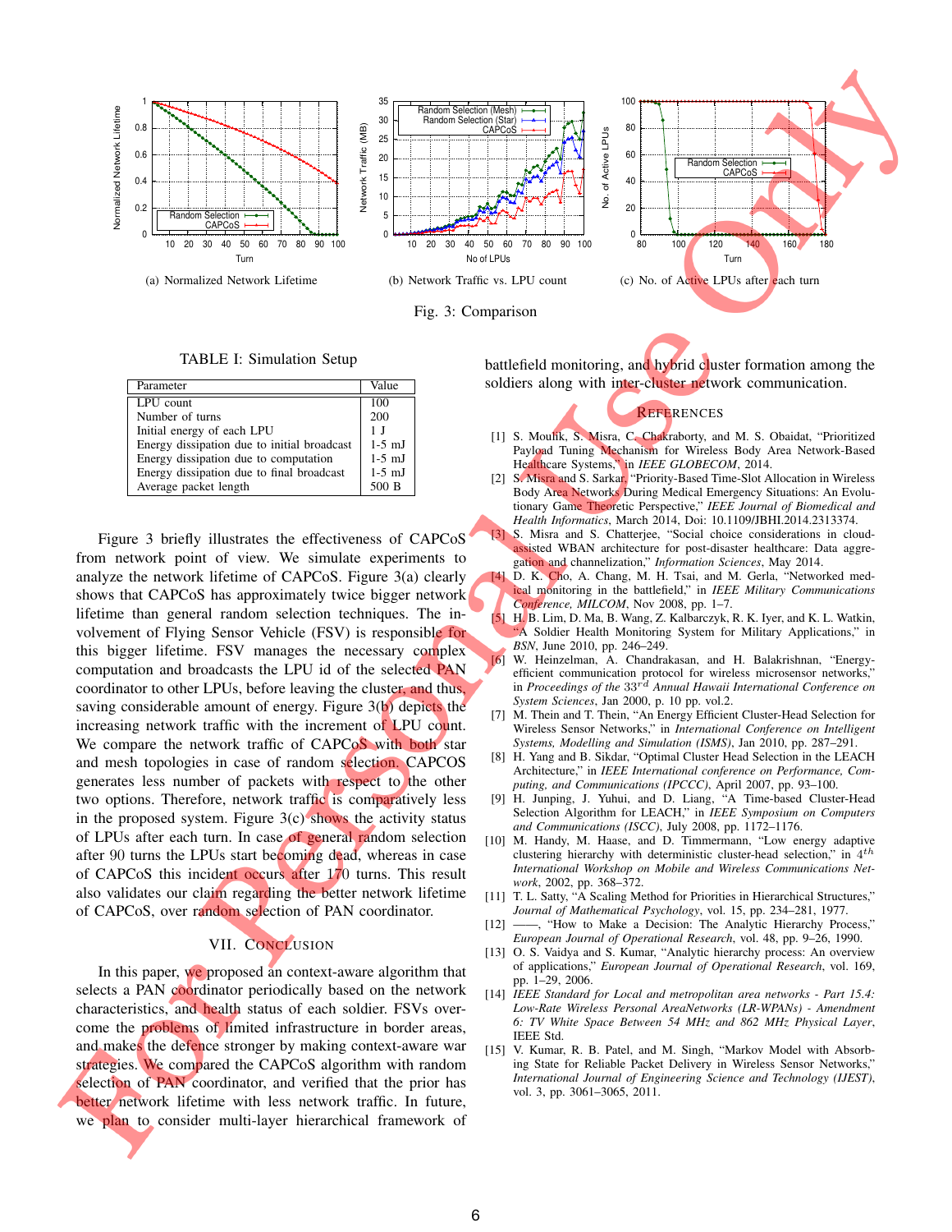Normalized Network Lifetime
1
0.8
0.6
0.4
0.2
0
10 20 30 40 50 60 70 80 90 100
Turn
Random Selection
CAPCoS

(a) Normalized Network Lifetime

Network Traffic (MB)
35
30
25
20
15
10
5
0
10 20 30 40 50 60 70 80 90 100
No of LPUs
Random Selection (Mesh)
Random Selection (Star)
CAPCoS

(b) Network Traffic vs. LPU count

No. of Active LPUs
100
80
60
40
20
0
80 100 120 140 160 180
Turn
Random Selection
CAPCoS

(c) No. of Active LPUs after each turn

Fig. 3: Comparison

TABLE I: Simulation Setup

| Parameter | Value |
|---|---|
| LPU count | 100 |
| Number of turns | 200 |
| Initial energy of each LPU | 1 J |
| Energy dissipation due to initial broadcast | 1-5 mJ |
| Energy dissipation due to computation | 1-5 mJ |
| Energy dissipation due to final broadcast | 1-5 mJ |
| Average packet length | 500 B |

Figure 3 briefly illustrates the effectiveness of CAPCoS from network point of view. We simulate experiments to analyze the network lifetime of CAPCoS. Figure 3(a) clearly shows that CAPCoS has approximately twice bigger network lifetime than general random selection techniques. The involvement of Flying Sensor Vehicle (FSV) is responsible for this bigger lifetime. FSV manages the necessary complex computation and broadcasts the LPU id of the selected PAN coordinator to other LPUs, before leaving the cluster, and thus, saving considerable amount of energy. Figure 3(b) depicts the increasing network traffic with the increment of LPU count. We compare the network traffic of CAPCoS with both star and mesh topologies in case of random selection. CAPCOS generates less number of packets with respect to the other two options. Therefore, network traffic is comparatively less in the proposed system. Figure 3(c) shows the activity status of LPUs after each turn. In case of general random selection after 90 turns the LPUs start becoming dead, whereas in case of CAPCoS this incident occurs after 170 turns. This result also validates our claim regarding the better network lifetime of CAPCoS, over random selection of PAN coordinator.

## VII. Conclusion

In this paper, we proposed an context-aware algorithm that selects a PAN coordinator periodically based on the network characteristics, and health status of each soldier. FSVs overcome the problems of limited infrastructure in border areas, and makes the defence stronger by making context-aware war strategies. We compared the CAPCoS algorithm with random selection of PAN coordinator, and verified that the prior has better network lifetime with less network traffic. In future, we plan to consider multi-layer hierarchical framework of battlefield monitoring, and hybrid cluster formation among the soldiers along with inter-cluster network communication.

## References

[1] S. Moulik, S. Misra, C. Chakraborty, and M. S. Obaidat, "Prioritized Payload Tuning Mechanism for Wireless Body Area Network-Based Healthcare Systems," in *IEEE GLOBECOM*, 2014.

[2] S. Misra and S. Sarkar, "Priority-Based Time-Slot Allocation in Wireless Body Area Networks During Medical Emergency Situations: An Evolutionary Game Theoretic Perspective," *IEEE Journal of Biomedical and Health Informatics*, March 2014, Doi: 10.1109/JBHI.2014.2313374.

[3] S. Misra and S. Chatterjee, "Social choice considerations in cloud-assisted WBAN architecture for post-disaster healthcare: Data aggregation and channelization," *Information Sciences*, May 2014.

[4] D. K. Cho, A. Chang, M. H. Tsai, and M. Gerla, "Networked medical monitoring in the battlefield," in *IEEE Military Communications Conference, MILCOM*, Nov 2008, pp. 1–7.

[5] H. B. Lim, D. Ma, B. Wang, Z. Kalbarczyk, R. K. Iyer, and K. L. Watkin, "A Soldier Health Monitoring System for Military Applications," in *BSN*, June 2010, pp. 246–249.

[6] W. Heinzelman, A. Chandrakasan, and H. Balakrishnan, "Energy-efficient communication protocol for wireless microsensor networks," in *Proceedings of the* $33^{rd}$ *Annual Hawaii International Conference on System Sciences*, Jan 2000, p. 10 pp. vol.2.

[7] M. Thein and T. Thein, "An Energy Efficient Cluster-Head Selection for Wireless Sensor Networks," in *International Conference on Intelligent Systems, Modelling and Simulation (ISMS)*, Jan 2010, pp. 287–291.

[8] H. Yang and B. Sikdar, "Optimal Cluster Head Selection in the LEACH Architecture," in *IEEE International conference on Performance, Computing, and Communications (IPCCC)*, April 2007, pp. 93–100.

[9] H. Junping, J. Yuhui, and D. Liang, "A Time-based Cluster-Head Selection Algorithm for LEACH," in *IEEE Symposium on Computers and Communications (ISCC)*, July 2008, pp. 1172–1176.

[10] M. Handy, M. Haase, and D. Timmermann, "Low energy adaptive clustering hierarchy with deterministic cluster-head selection," in $4^{th}$ *International Workshop on Mobile and Wireless Communications Network*, 2002, pp. 368–372.

[11] T. L. Satty, "A Scaling Method for Priorities in Hierarchical Structures," *Journal of Mathematical Psychology*, vol. 15, pp. 234–281, 1977.

[12] ——, "How to Make a Decision: The Analytic Hierarchy Process," *European Journal of Operational Research*, vol. 48, pp. 9–26, 1990.

[13] O. S. Vaidya and S. Kumar, "Analytic hierarchy process: An overview of applications," *European Journal of Operational Research*, vol. 169, pp. 1–29, 2006.

[14] *IEEE Standard for Local and metropolitan area networks - Part 15.4: Low-Rate Wireless Personal AreaNetworks (LR-WPANs) - Amendment 6: TV White Space Between 54 MHz and 862 MHz Physical Layer*, IEEE Std.

[15] V. Kumar, R. B. Patel, and M. Singh, "Markov Model with Absorbing State for Reliable Packet Delivery in Wireless Sensor Networks," *International Journal of Engineering Science and Technology (IJEST)*, vol. 3, pp. 3061–3065, 2011.